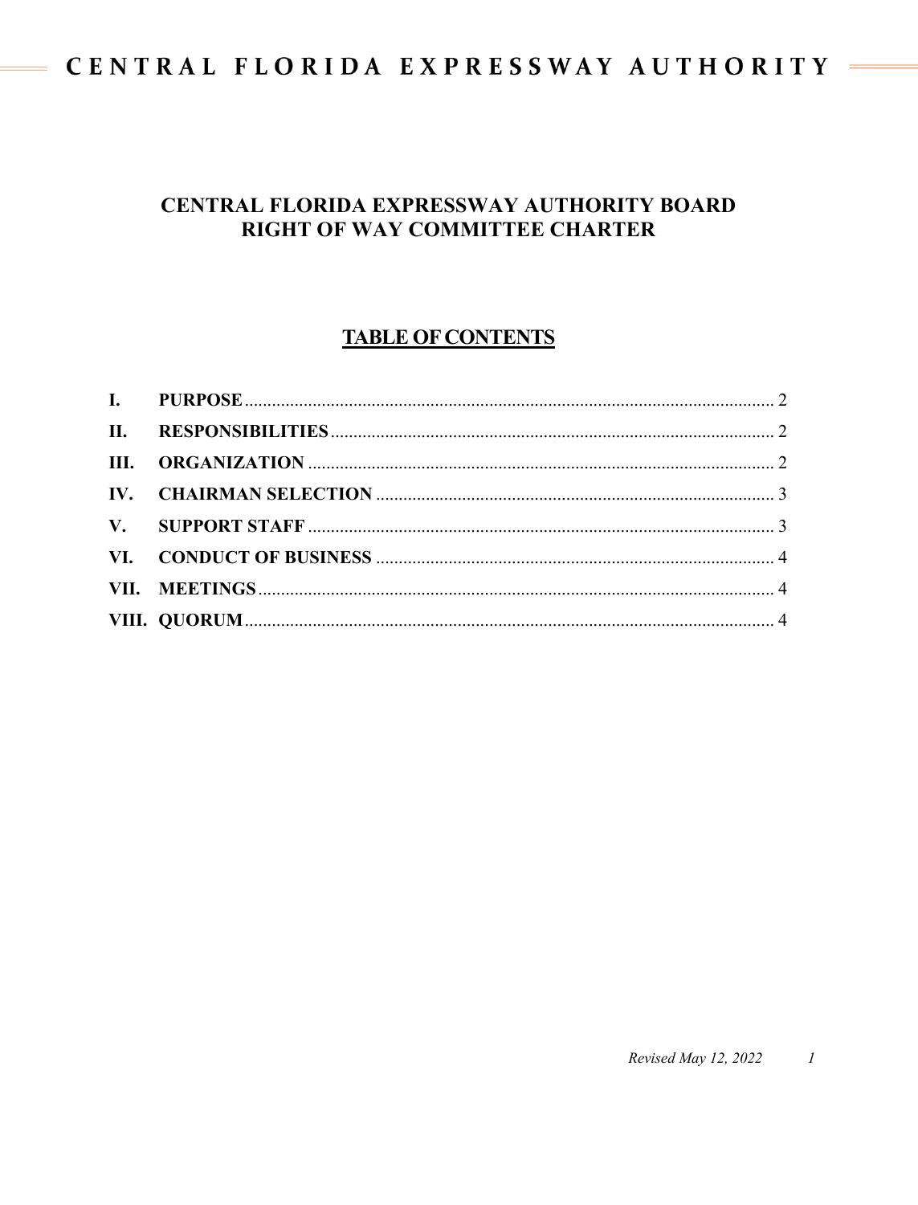# CENTRAL FLORIDA EXPRESSWAY AUTHORITY BOARD RIGHT OF WAY COMMITTEE CHARTER

## TABLE OF CONTENTS

| | | |
|---|---|---|
| **I.** | **PURPOSE** | 2 |
| **II.** | **RESPONSIBILITIES** | 2 |
| **III.** | **ORGANIZATION** | 2 |
| **IV.** | **CHAIRMAN SELECTION** | 3 |
| **V.** | **SUPPORT STAFF** | 3 |
| **VI.** | **CONDUCT OF BUSINESS** | 4 |
| **VII.** | **MEETINGS** | 4 |
| **VIII.** | **QUORUM** | 4 |

*Revised May 12, 2022*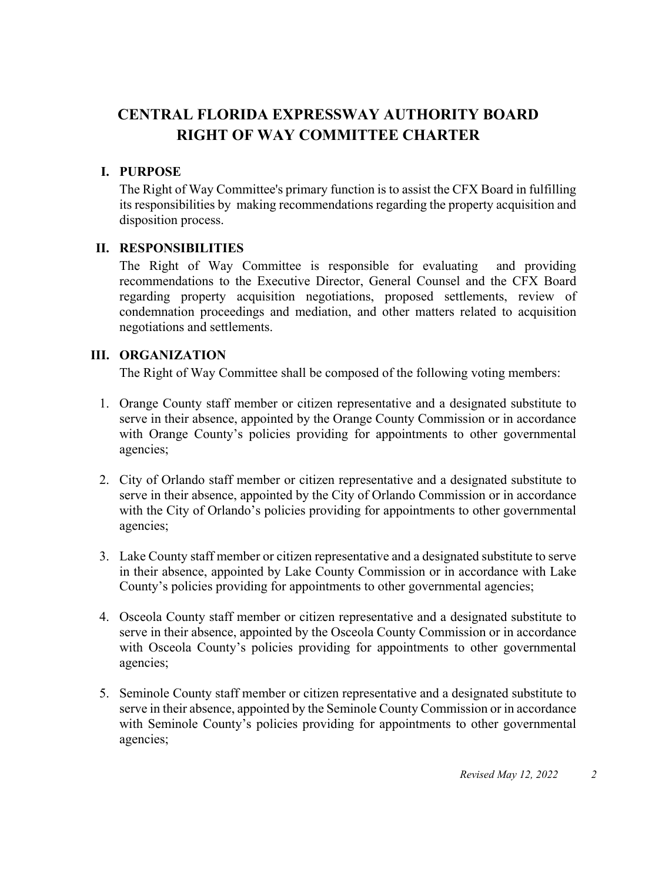# CENTRAL FLORIDA EXPRESSWAY AUTHORITY BOARD
# RIGHT OF WAY COMMITTEE CHARTER

## I. PURPOSE

The Right of Way Committee's primary function is to assist the CFX Board in fulfilling its responsibilities by making recommendations regarding the property acquisition and disposition process.

## II. RESPONSIBILITIES

The Right of Way Committee is responsible for evaluating and providing recommendations to the Executive Director, General Counsel and the CFX Board regarding property acquisition negotiations, proposed settlements, review of condemnation proceedings and mediation, and other matters related to acquisition negotiations and settlements.

## III. ORGANIZATION

The Right of Way Committee shall be composed of the following voting members:

1. Orange County staff member or citizen representative and a designated substitute to serve in their absence, appointed by the Orange County Commission or in accordance with Orange County's policies providing for appointments to other governmental agencies;

2. City of Orlando staff member or citizen representative and a designated substitute to serve in their absence, appointed by the City of Orlando Commission or in accordance with the City of Orlando's policies providing for appointments to other governmental agencies;

3. Lake County staff member or citizen representative and a designated substitute to serve in their absence, appointed by Lake County Commission or in accordance with Lake County's policies providing for appointments to other governmental agencies;

4. Osceola County staff member or citizen representative and a designated substitute to serve in their absence, appointed by the Osceola County Commission or in accordance with Osceola County's policies providing for appointments to other governmental agencies;

5. Seminole County staff member or citizen representative and a designated substitute to serve in their absence, appointed by the Seminole County Commission or in accordance with Seminole County's policies providing for appointments to other governmental agencies;

*Revised May 12, 2022*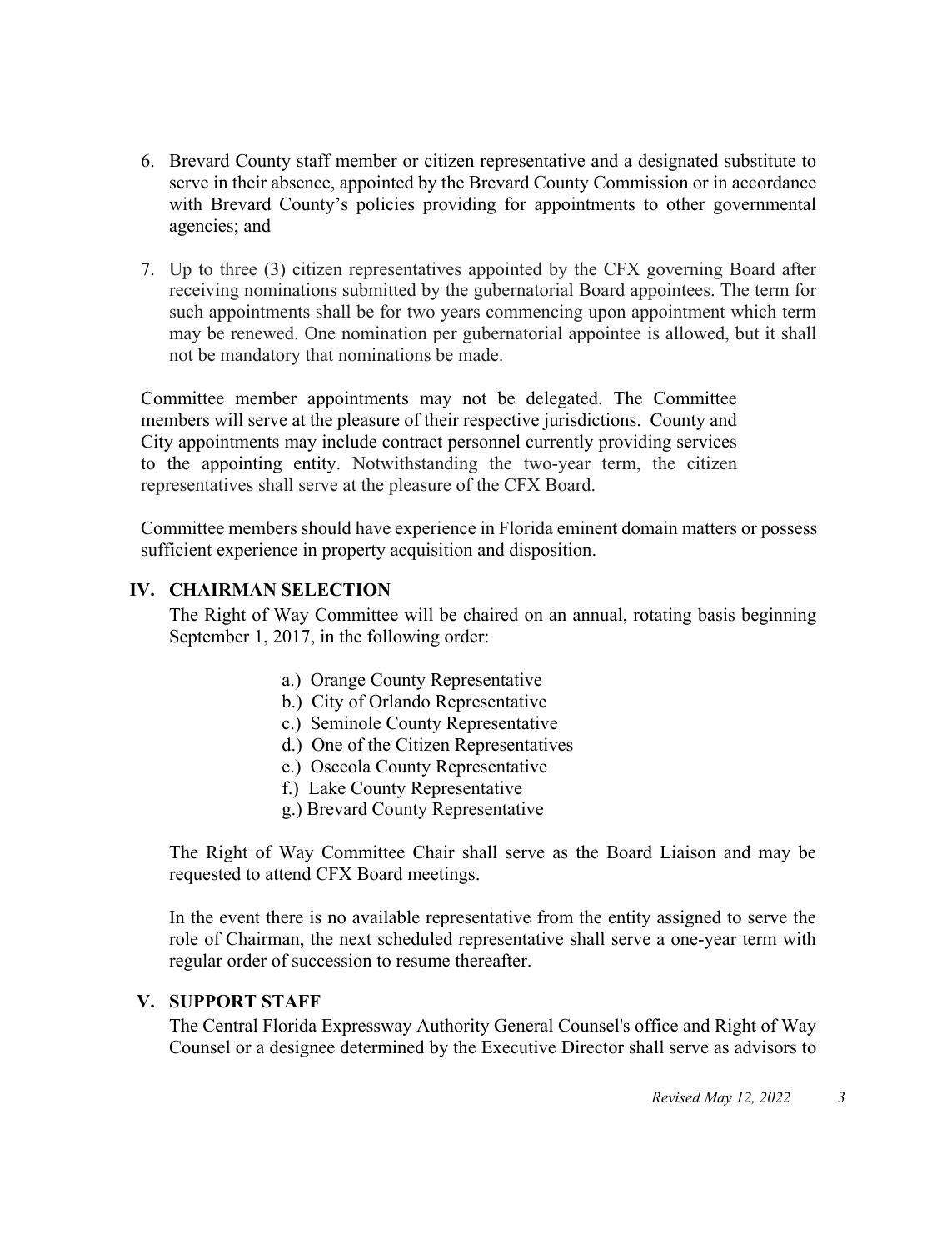6. Brevard County staff member or citizen representative and a designated substitute to serve in their absence, appointed by the Brevard County Commission or in accordance with Brevard County's policies providing for appointments to other governmental agencies; and

7. Up to three (3) citizen representatives appointed by the CFX governing Board after receiving nominations submitted by the gubernatorial Board appointees. The term for such appointments shall be for two years commencing upon appointment which term may be renewed. One nomination per gubernatorial appointee is allowed, but it shall not be mandatory that nominations be made.

Committee member appointments may not be delegated. The Committee members will serve at the pleasure of their respective jurisdictions. County and City appointments may include contract personnel currently providing services to the appointing entity. Notwithstanding the two-year term, the citizen representatives shall serve at the pleasure of the CFX Board.

Committee members should have experience in Florida eminent domain matters or possess sufficient experience in property acquisition and disposition.

## IV. CHAIRMAN SELECTION

The Right of Way Committee will be chaired on an annual, rotating basis beginning September 1, 2017, in the following order:

a.) Orange County Representative
b.) City of Orlando Representative
c.) Seminole County Representative
d.) One of the Citizen Representatives
e.) Osceola County Representative
f.) Lake County Representative
g.) Brevard County Representative

The Right of Way Committee Chair shall serve as the Board Liaison and may be requested to attend CFX Board meetings.

In the event there is no available representative from the entity assigned to serve the role of Chairman, the next scheduled representative shall serve a one-year term with regular order of succession to resume thereafter.

## V. SUPPORT STAFF

The Central Florida Expressway Authority General Counsel's office and Right of Way Counsel or a designee determined by the Executive Director shall serve as advisors to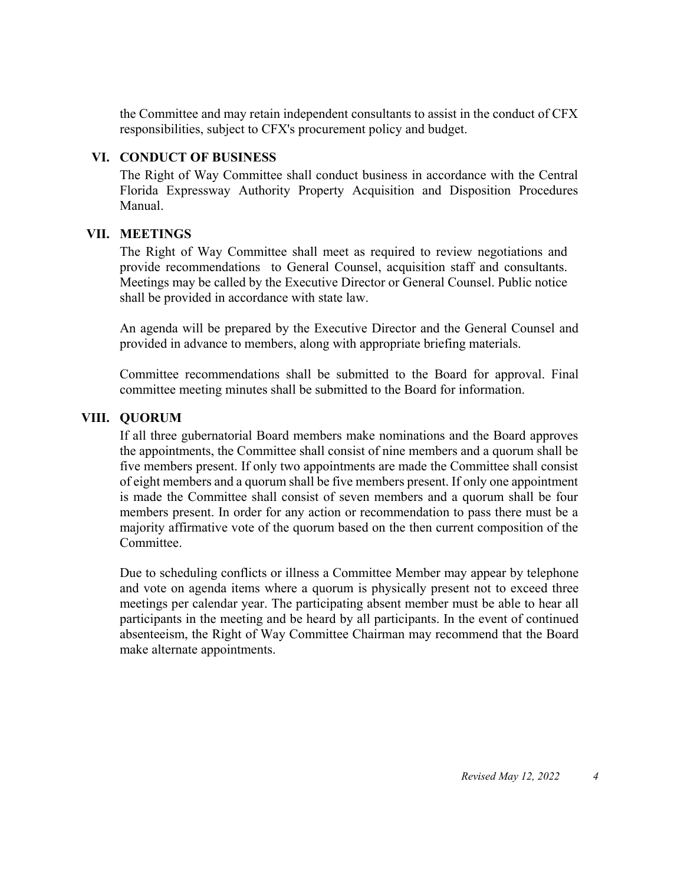the Committee and may retain independent consultants to assist in the conduct of CFX responsibilities, subject to CFX's procurement policy and budget.

## VI. CONDUCT OF BUSINESS

The Right of Way Committee shall conduct business in accordance with the Central Florida Expressway Authority Property Acquisition and Disposition Procedures Manual.

## VII. MEETINGS

The Right of Way Committee shall meet as required to review negotiations and provide recommendations to General Counsel, acquisition staff and consultants. Meetings may be called by the Executive Director or General Counsel. Public notice shall be provided in accordance with state law.

An agenda will be prepared by the Executive Director and the General Counsel and provided in advance to members, along with appropriate briefing materials.

Committee recommendations shall be submitted to the Board for approval. Final committee meeting minutes shall be submitted to the Board for information.

## VIII. QUORUM

If all three gubernatorial Board members make nominations and the Board approves the appointments, the Committee shall consist of nine members and a quorum shall be five members present. If only two appointments are made the Committee shall consist of eight members and a quorum shall be five members present. If only one appointment is made the Committee shall consist of seven members and a quorum shall be four members present. In order for any action or recommendation to pass there must be a majority affirmative vote of the quorum based on the then current composition of the Committee.

Due to scheduling conflicts or illness a Committee Member may appear by telephone and vote on agenda items where a quorum is physically present not to exceed three meetings per calendar year. The participating absent member must be able to hear all participants in the meeting and be heard by all participants. In the event of continued absenteeism, the Right of Way Committee Chairman may recommend that the Board make alternate appointments.